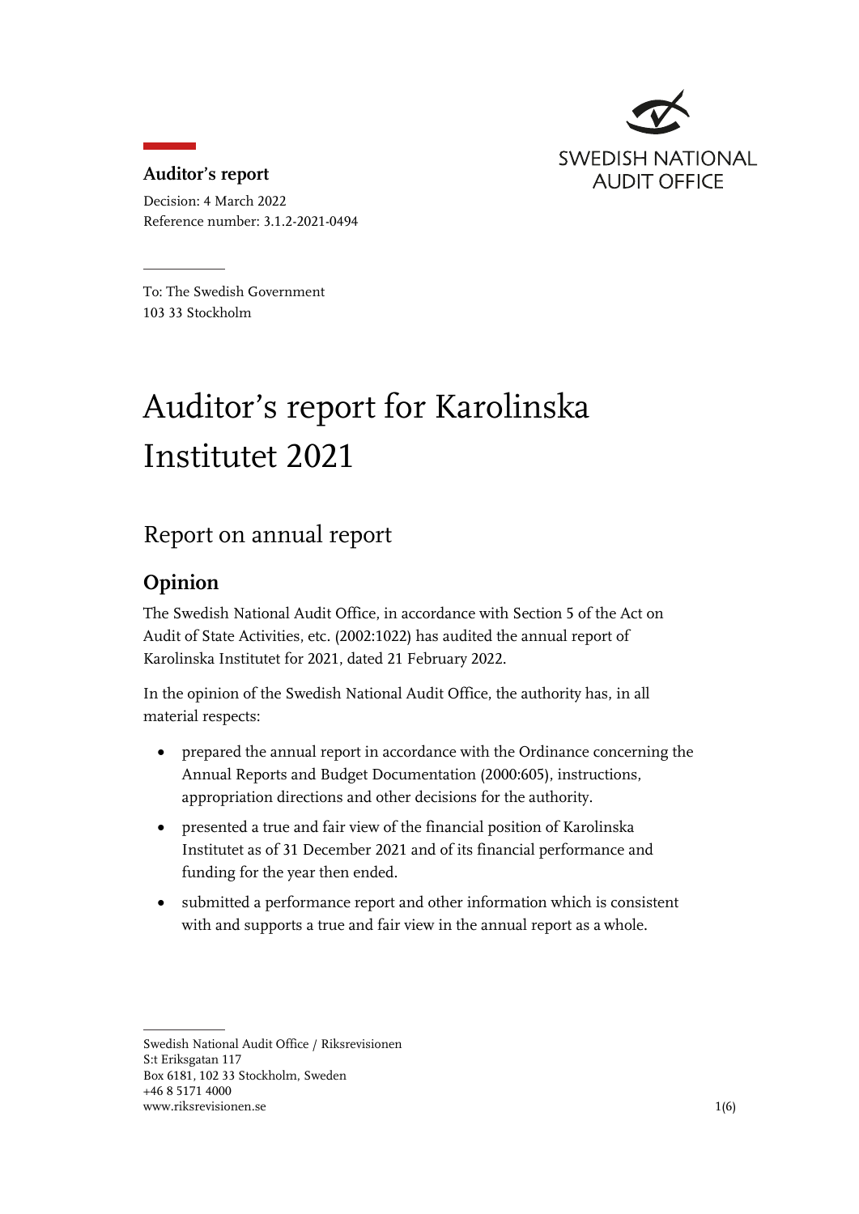**Auditor's report**

Decision: 4 March 2022
Reference number: 3.1.2-2021-0494

To: The Swedish Government
103 33 Stockholm

# Auditor's report for Karolinska Institutet 2021

## Report on annual report

### Opinion

The Swedish National Audit Office, in accordance with Section 5 of the Act on Audit of State Activities, etc. (2002:1022) has audited the annual report of Karolinska Institutet for 2021, dated 21 February 2022.

In the opinion of the Swedish National Audit Office, the authority has, in all material respects:

- prepared the annual report in accordance with the Ordinance concerning the Annual Reports and Budget Documentation (2000:605), instructions, appropriation directions and other decisions for the authority.
- presented a true and fair view of the financial position of Karolinska Institutet as of 31 December 2021 and of its financial performance and funding for the year then ended.
- submitted a performance report and other information which is consistent with and supports a true and fair view in the annual report as a whole.

Swedish National Audit Office / Riksrevisionen
S:t Eriksgatan 117
Box 6181, 102 33 Stockholm, Sweden
+46 8 5171 4000
www.riksrevisionen.se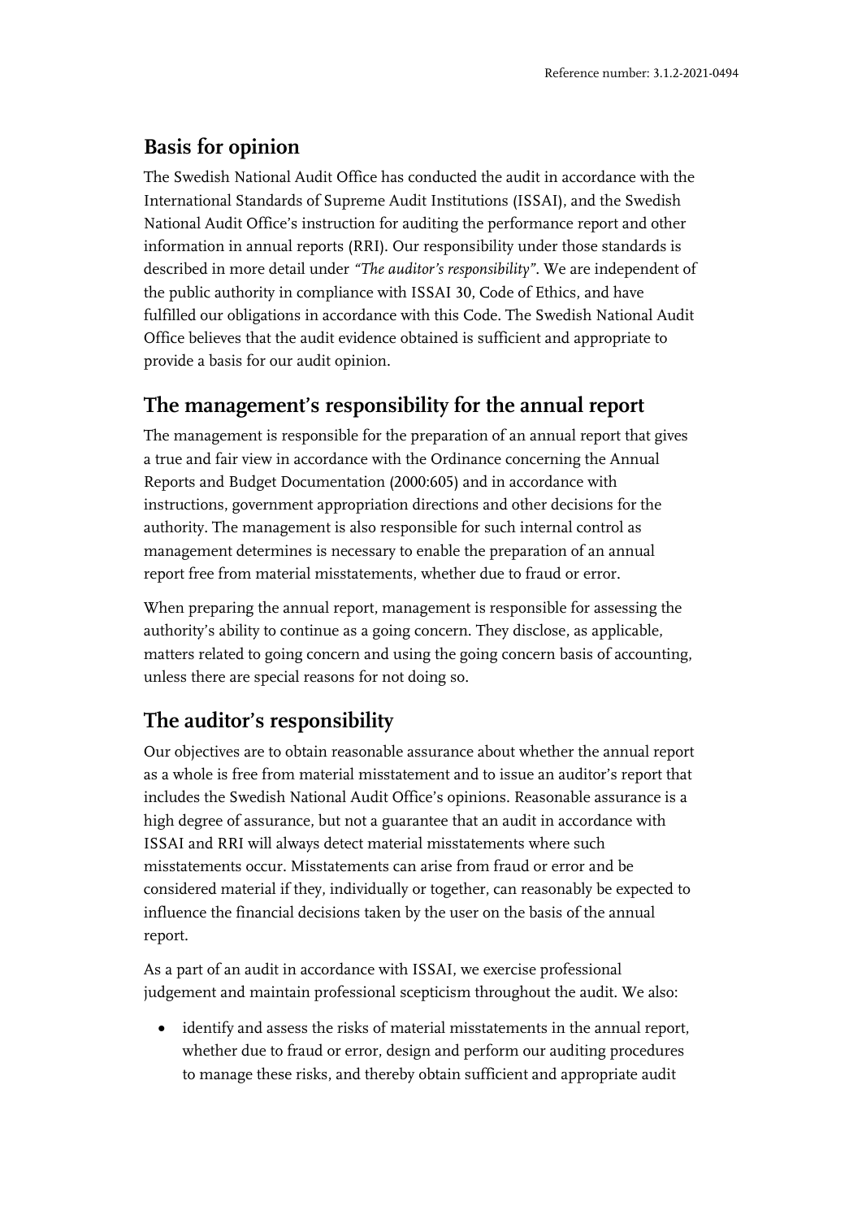## Basis for opinion

The Swedish National Audit Office has conducted the audit in accordance with the International Standards of Supreme Audit Institutions (ISSAI), and the Swedish National Audit Office's instruction for auditing the performance report and other information in annual reports (RRI). Our responsibility under those standards is described in more detail under *"The auditor's responsibility"*. We are independent of the public authority in compliance with ISSAI 30, Code of Ethics, and have fulfilled our obligations in accordance with this Code. The Swedish National Audit Office believes that the audit evidence obtained is sufficient and appropriate to provide a basis for our audit opinion.

## The management's responsibility for the annual report

The management is responsible for the preparation of an annual report that gives a true and fair view in accordance with the Ordinance concerning the Annual Reports and Budget Documentation (2000:605) and in accordance with instructions, government appropriation directions and other decisions for the authority. The management is also responsible for such internal control as management determines is necessary to enable the preparation of an annual report free from material misstatements, whether due to fraud or error.

When preparing the annual report, management is responsible for assessing the authority's ability to continue as a going concern. They disclose, as applicable, matters related to going concern and using the going concern basis of accounting, unless there are special reasons for not doing so.

## The auditor's responsibility

Our objectives are to obtain reasonable assurance about whether the annual report as a whole is free from material misstatement and to issue an auditor's report that includes the Swedish National Audit Office's opinions. Reasonable assurance is a high degree of assurance, but not a guarantee that an audit in accordance with ISSAI and RRI will always detect material misstatements where such misstatements occur. Misstatements can arise from fraud or error and be considered material if they, individually or together, can reasonably be expected to influence the financial decisions taken by the user on the basis of the annual report.

As a part of an audit in accordance with ISSAI, we exercise professional judgement and maintain professional scepticism throughout the audit. We also:

- identify and assess the risks of material misstatements in the annual report, whether due to fraud or error, design and perform our auditing procedures to manage these risks, and thereby obtain sufficient and appropriate audit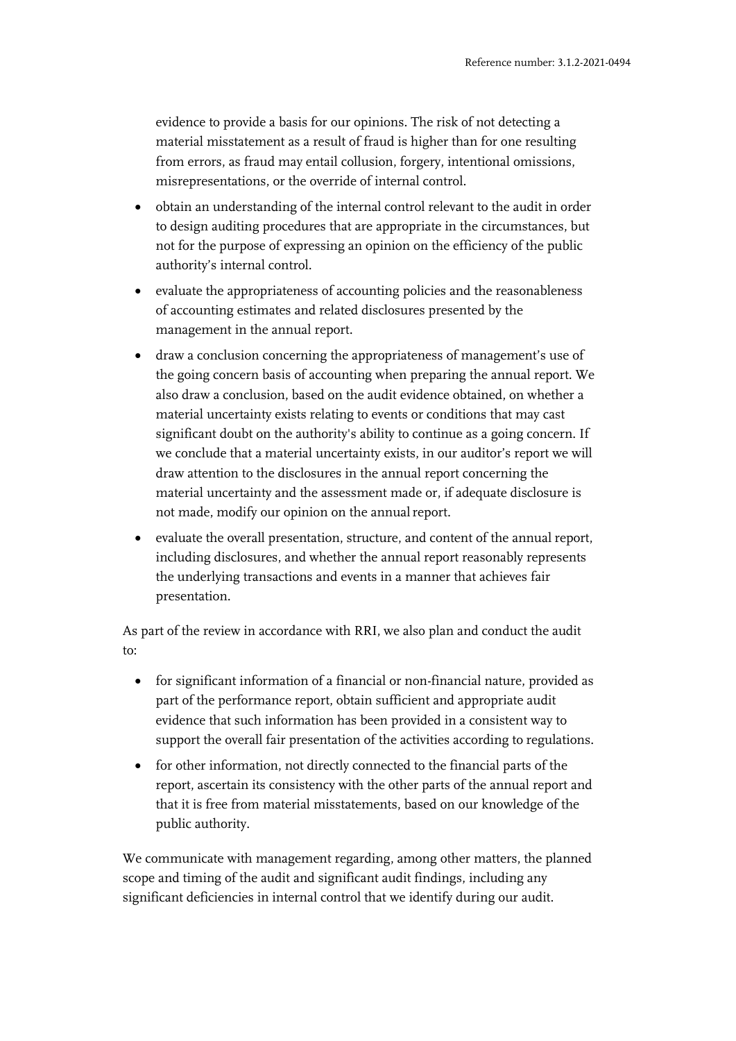evidence to provide a basis for our opinions. The risk of not detecting a material misstatement as a result of fraud is higher than for one resulting from errors, as fraud may entail collusion, forgery, intentional omissions, misrepresentations, or the override of internal control.

- obtain an understanding of the internal control relevant to the audit in order to design auditing procedures that are appropriate in the circumstances, but not for the purpose of expressing an opinion on the efficiency of the public authority's internal control.
- evaluate the appropriateness of accounting policies and the reasonableness of accounting estimates and related disclosures presented by the management in the annual report.
- draw a conclusion concerning the appropriateness of management's use of the going concern basis of accounting when preparing the annual report. We also draw a conclusion, based on the audit evidence obtained, on whether a material uncertainty exists relating to events or conditions that may cast significant doubt on the authority's ability to continue as a going concern. If we conclude that a material uncertainty exists, in our auditor's report we will draw attention to the disclosures in the annual report concerning the material uncertainty and the assessment made or, if adequate disclosure is not made, modify our opinion on the annual report.
- evaluate the overall presentation, structure, and content of the annual report, including disclosures, and whether the annual report reasonably represents the underlying transactions and events in a manner that achieves fair presentation.

As part of the review in accordance with RRI, we also plan and conduct the audit to:

- for significant information of a financial or non-financial nature, provided as part of the performance report, obtain sufficient and appropriate audit evidence that such information has been provided in a consistent way to support the overall fair presentation of the activities according to regulations.
- for other information, not directly connected to the financial parts of the report, ascertain its consistency with the other parts of the annual report and that it is free from material misstatements, based on our knowledge of the public authority.

We communicate with management regarding, among other matters, the planned scope and timing of the audit and significant audit findings, including any significant deficiencies in internal control that we identify during our audit.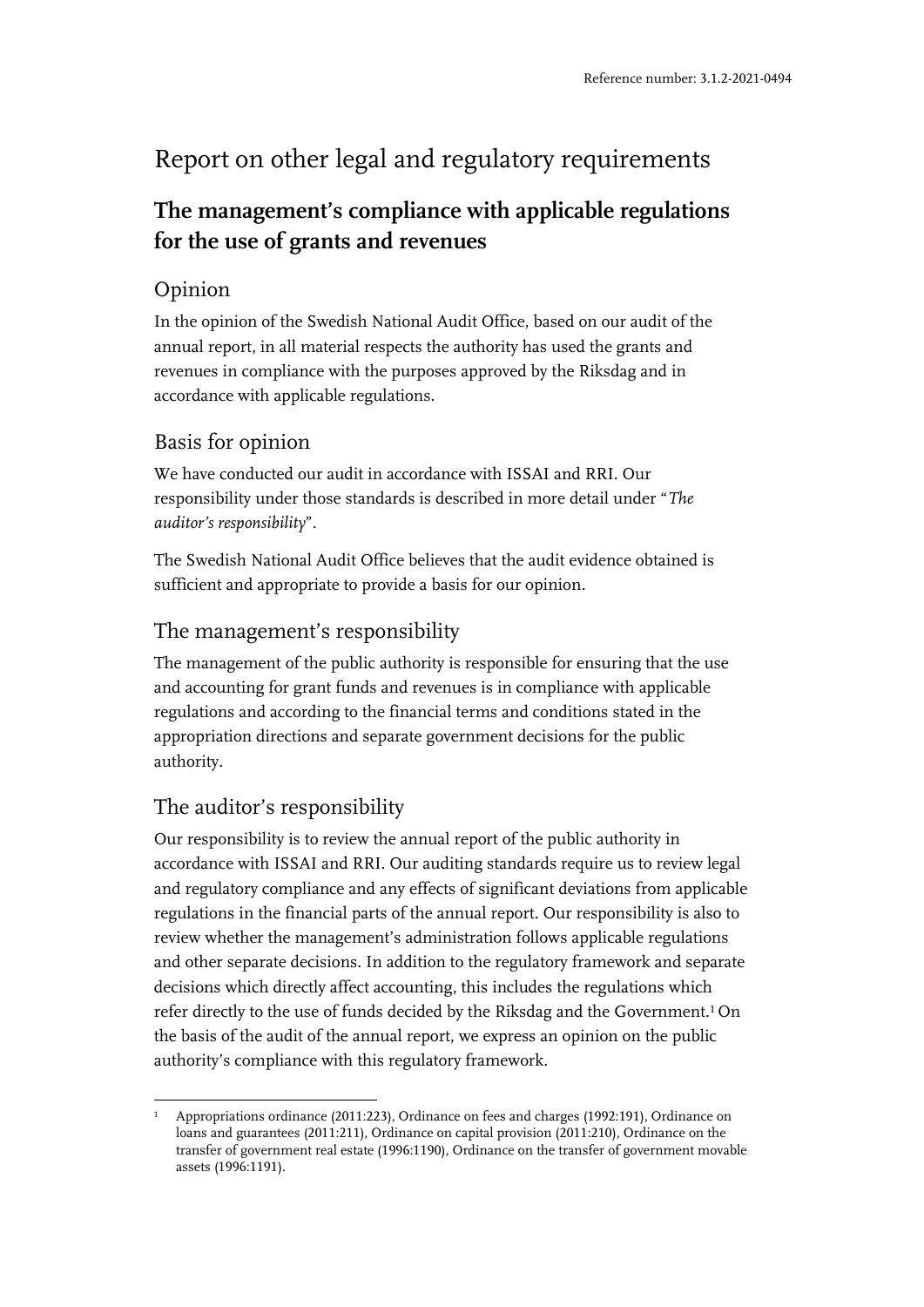Reference number: 3.1.2-2021-0494

# Report on other legal and regulatory requirements

## The management's compliance with applicable regulations for the use of grants and revenues

### Opinion

In the opinion of the Swedish National Audit Office, based on our audit of the annual report, in all material respects the authority has used the grants and revenues in compliance with the purposes approved by the Riksdag and in accordance with applicable regulations.

### Basis for opinion

We have conducted our audit in accordance with ISSAI and RRI. Our responsibility under those standards is described in more detail under "*The auditor's responsibility*".

The Swedish National Audit Office believes that the audit evidence obtained is sufficient and appropriate to provide a basis for our opinion.

### The management's responsibility

The management of the public authority is responsible for ensuring that the use and accounting for grant funds and revenues is in compliance with applicable regulations and according to the financial terms and conditions stated in the appropriation directions and separate government decisions for the public authority.

### The auditor's responsibility

Our responsibility is to review the annual report of the public authority in accordance with ISSAI and RRI. Our auditing standards require us to review legal and regulatory compliance and any effects of significant deviations from applicable regulations in the financial parts of the annual report. Our responsibility is also to review whether the management's administration follows applicable regulations and other separate decisions. In addition to the regulatory framework and separate decisions which directly affect accounting, this includes the regulations which refer directly to the use of funds decided by the Riksdag and the Government.[1] On the basis of the audit of the annual report, we express an opinion on the public authority's compliance with this regulatory framework.

[1] Appropriations ordinance (2011:223), Ordinance on fees and charges (1992:191), Ordinance on loans and guarantees (2011:211), Ordinance on capital provision (2011:210), Ordinance on the transfer of government real estate (1996:1190), Ordinance on the transfer of government movable assets (1996:1191).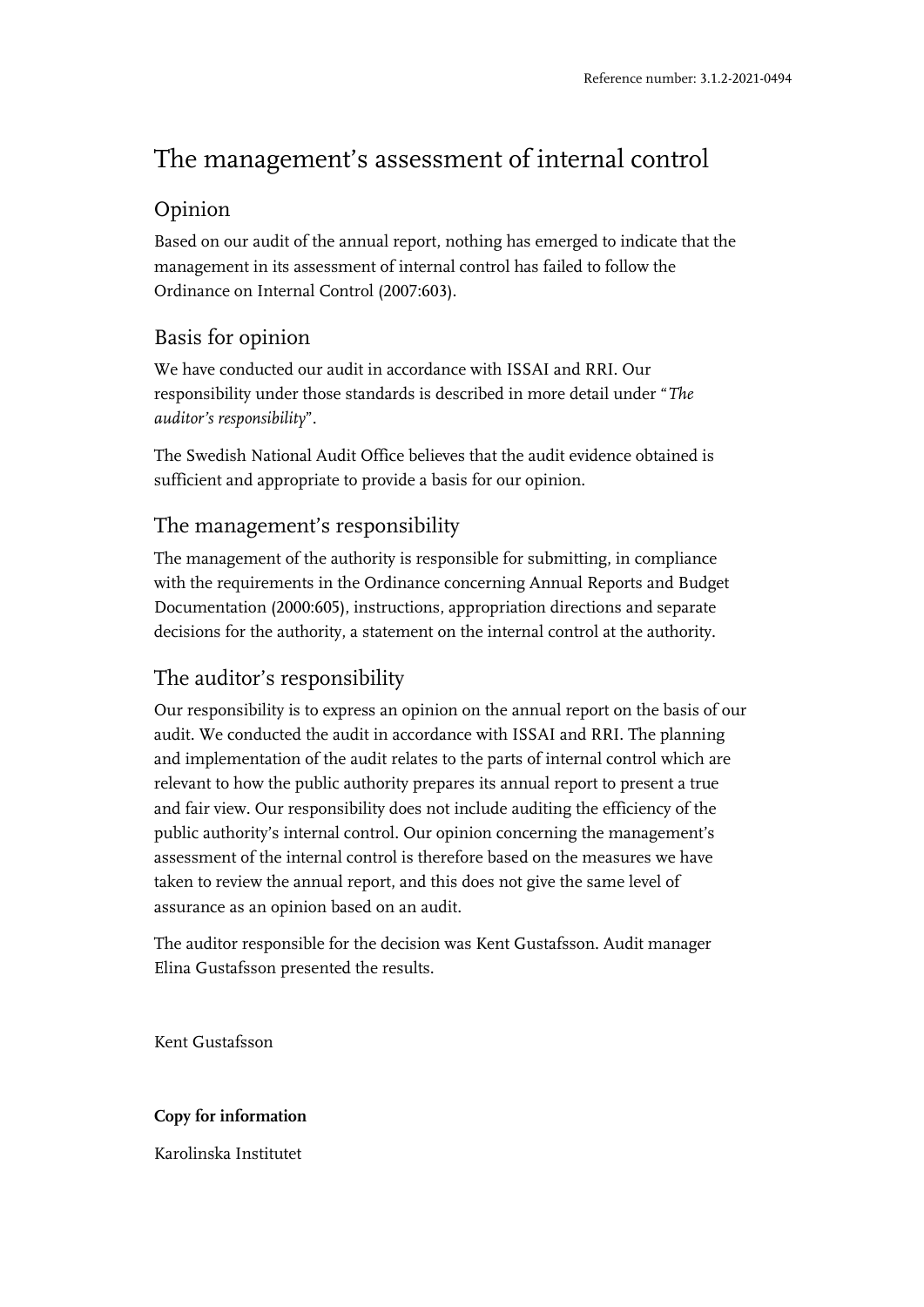Reference number: 3.1.2-2021-0494

# The management's assessment of internal control

## Opinion

Based on our audit of the annual report, nothing has emerged to indicate that the management in its assessment of internal control has failed to follow the Ordinance on Internal Control (2007:603).

## Basis for opinion

We have conducted our audit in accordance with ISSAI and RRI. Our responsibility under those standards is described in more detail under "*The auditor's responsibility*".

The Swedish National Audit Office believes that the audit evidence obtained is sufficient and appropriate to provide a basis for our opinion.

## The management's responsibility

The management of the authority is responsible for submitting, in compliance with the requirements in the Ordinance concerning Annual Reports and Budget Documentation (2000:605), instructions, appropriation directions and separate decisions for the authority, a statement on the internal control at the authority.

## The auditor's responsibility

Our responsibility is to express an opinion on the annual report on the basis of our audit. We conducted the audit in accordance with ISSAI and RRI. The planning and implementation of the audit relates to the parts of internal control which are relevant to how the public authority prepares its annual report to present a true and fair view. Our responsibility does not include auditing the efficiency of the public authority's internal control. Our opinion concerning the management's assessment of the internal control is therefore based on the measures we have taken to review the annual report, and this does not give the same level of assurance as an opinion based on an audit.

The auditor responsible for the decision was Kent Gustafsson. Audit manager Elina Gustafsson presented the results.

Kent Gustafsson

**Copy for information**

Karolinska Institutet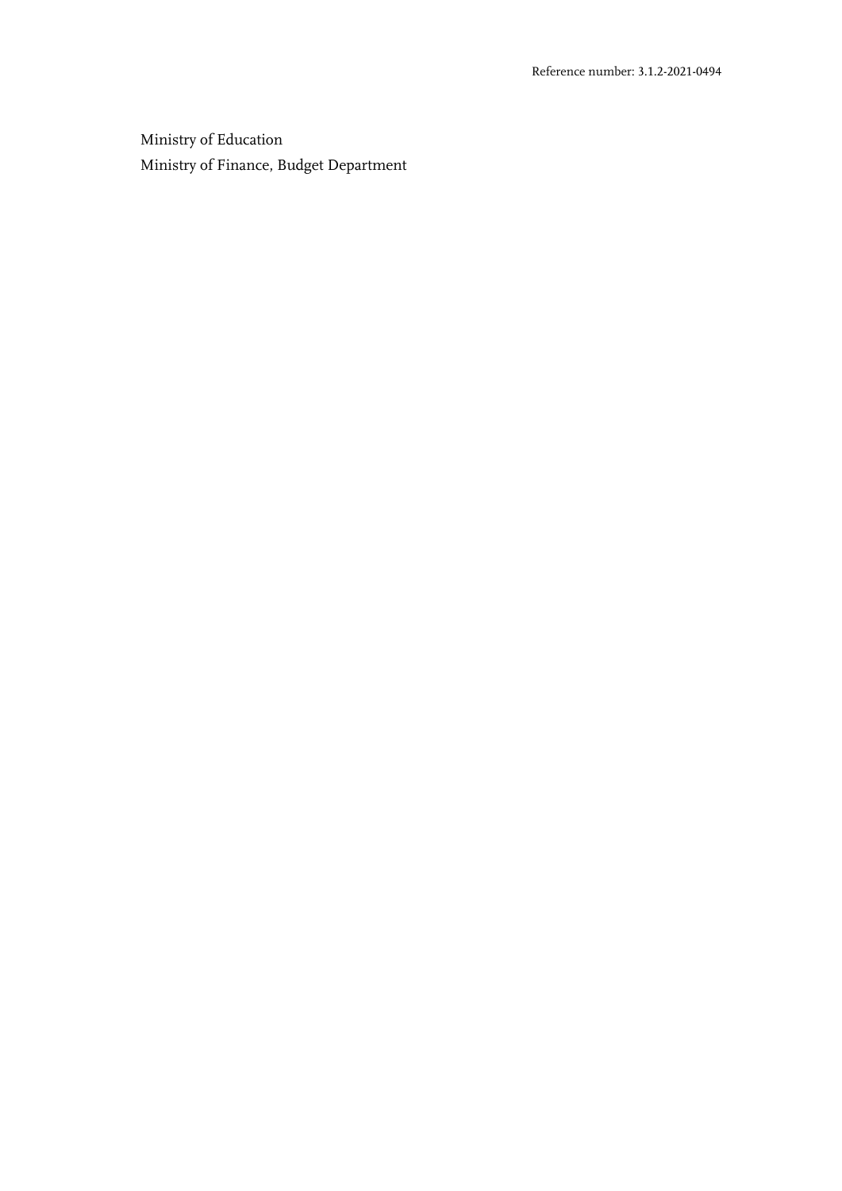Reference number: 3.1.2-2021-0494

Ministry of Education

Ministry of Finance, Budget Department